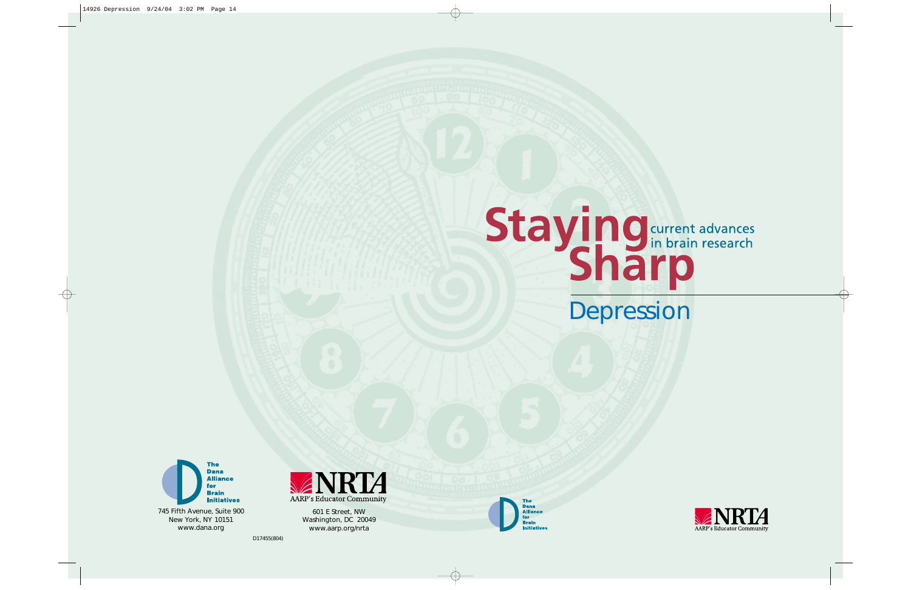# Staying Sharp

current advances in brain research

## Depression

The Dana Alliance for Brain Initiatives

745 Fifth Avenue, Suite 900
New York, NY 10151
www.dana.org

NRTA
AARP's Educator Community

601 E Street, NW
Washington, DC 20049
www.aarp.org/nrta

D17455(804)

The Dana Alliance for Brain Initiatives

NRTA
AARP's Educator Community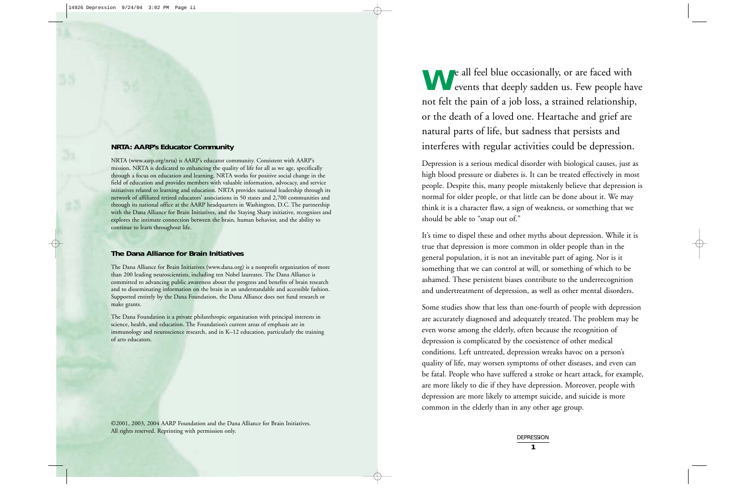## NRTA: AARP's Educator Community

NRTA (www.aarp.org/nrta) is AARP's educator community. Consistent with AARP's mission, NRTA is dedicated to enhancing the quality of life for all as we age, specifically through a focus on education and learning. NRTA works for positive social change in the field of education and provides members with valuable information, advocacy, and service initiatives related to learning and education. NRTA provides national leadership through its network of affiliated retired educators' associations in 50 states and 2,700 communities and through its national office at the AARP headquarters in Washington, D.C. The partnership with the Dana Alliance for Brain Initiatives, and the Staying Sharp initiative, recognizes and explores the intimate connection between the brain, human behavior, and the ability to continue to learn throughout life.

## The Dana Alliance for Brain Initiatives

The Dana Alliance for Brain Initiatives (www.dana.org) is a nonprofit organization of more than 200 leading neuroscientists, including ten Nobel laureates. The Dana Alliance is committed to advancing public awareness about the progress and benefits of brain research and to disseminating information on the brain in an understandable and accessible fashion. Supported entirely by the Dana Foundation, the Dana Alliance does not fund research or make grants.

The Dana Foundation is a private philanthropic organization with principal interests in science, health, and education. The Foundation's current areas of emphasis are in immunology and neuroscience research, and in K–12 education, particularly the training of arts educators.

©2001, 2003, 2004 AARP Foundation and the Dana Alliance for Brain Initiatives. All rights reserved. Reprinting with permission only.

We all feel blue occasionally, or are faced with events that deeply sadden us. Few people have not felt the pain of a job loss, a strained relationship, or the death of a loved one. Heartache and grief are natural parts of life, but sadness that persists and interferes with regular activities could be depression.

Depression is a serious medical disorder with biological causes, just as high blood pressure or diabetes is. It can be treated effectively in most people. Despite this, many people mistakenly believe that depression is normal for older people, or that little can be done about it. We may think it is a character flaw, a sign of weakness, or something that we should be able to "snap out of."

It's time to dispel these and other myths about depression. While it is true that depression is more common in older people than in the general population, it is not an inevitable part of aging. Nor is it something that we can control at will, or something of which to be ashamed. These persistent biases contribute to the underrecognition and undertreatment of depression, as well as other mental disorders.

Some studies show that less than one-fourth of people with depression are accurately diagnosed and adequately treated. The problem may be even worse among the elderly, often because the recognition of depression is complicated by the coexistence of other medical conditions. Left untreated, depression wreaks havoc on a person's quality of life, may worsen symptoms of other diseases, and even can be fatal. People who have suffered a stroke or heart attack, for example, are more likely to die if they have depression. Moreover, people with depression are more likely to attempt suicide, and suicide is more common in the elderly than in any other age group.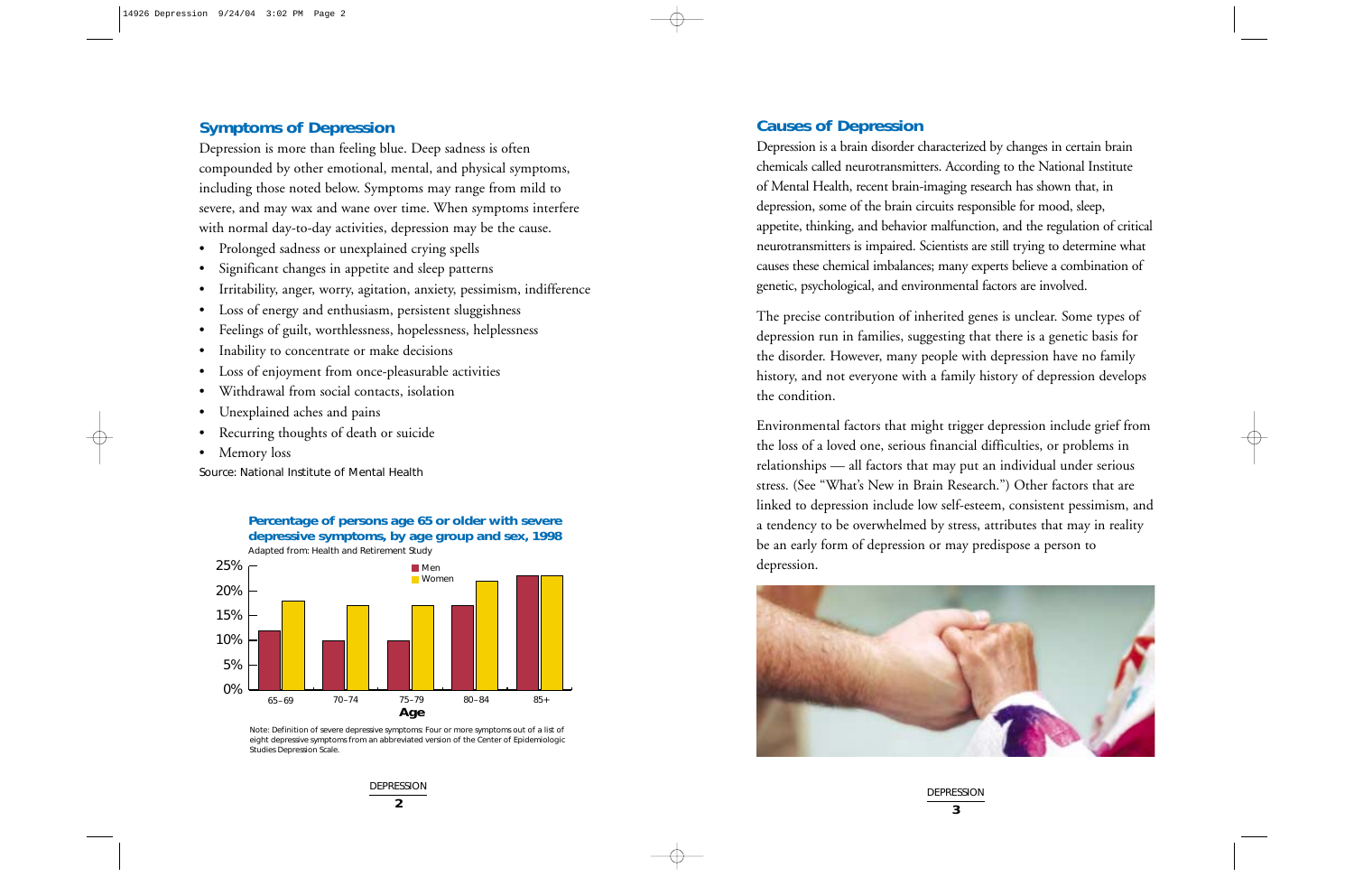## Symptoms of Depression

Depression is more than feeling blue. Deep sadness is often compounded by other emotional, mental, and physical symptoms, including those noted below. Symptoms may range from mild to severe, and may wax and wane over time. When symptoms interfere with normal day-to-day activities, depression may be the cause.

- Prolonged sadness or unexplained crying spells
- Significant changes in appetite and sleep patterns
- Irritability, anger, worry, agitation, anxiety, pessimism, indifference
- Loss of energy and enthusiasm, persistent sluggishness
- Feelings of guilt, worthlessness, hopelessness, helplessness
- Inability to concentrate or make decisions
- Loss of enjoyment from once-pleasurable activities
- Withdrawal from social contacts, isolation
- Unexplained aches and pains
- Recurring thoughts of death or suicide
- Memory loss

Source: National Institute of Mental Health

**Percentage of persons age 65 or older with severe depressive symptoms, by age group and sex, 1998**

Adapted from: Health and Retirement Study

| Age | Men | Women |
|---|---|---|
| 65–69 | 12% | 18% |
| 70–74 | 10% | 17% |
| 75–79 | 10% | 17% |
| 80–84 | 17% | 22% |
| 85+ | 23% | 23% |

Note: Definition of severe depressive symptoms: Four or more symptoms out of a list of eight depressive symptoms from an abbreviated version of the Center of Epidemiologic Studies Depression Scale.

## Causes of Depression

Depression is a brain disorder characterized by changes in certain brain chemicals called neurotransmitters. According to the National Institute of Mental Health, recent brain-imaging research has shown that, in depression, some of the brain circuits responsible for mood, sleep, appetite, thinking, and behavior malfunction, and the regulation of critical neurotransmitters is impaired. Scientists are still trying to determine what causes these chemical imbalances; many experts believe a combination of genetic, psychological, and environmental factors are involved.

The precise contribution of inherited genes is unclear. Some types of depression run in families, suggesting that there is a genetic basis for the disorder. However, many people with depression have no family history, and not everyone with a family history of depression develops the condition.

Environmental factors that might trigger depression include grief from the loss of a loved one, serious financial difficulties, or problems in relationships — all factors that may put an individual under serious stress. (See "What's New in Brain Research.") Other factors that are linked to depression include low self-esteem, consistent pessimism, and a tendency to be overwhelmed by stress, attributes that may in reality be an early form of depression or may predispose a person to depression.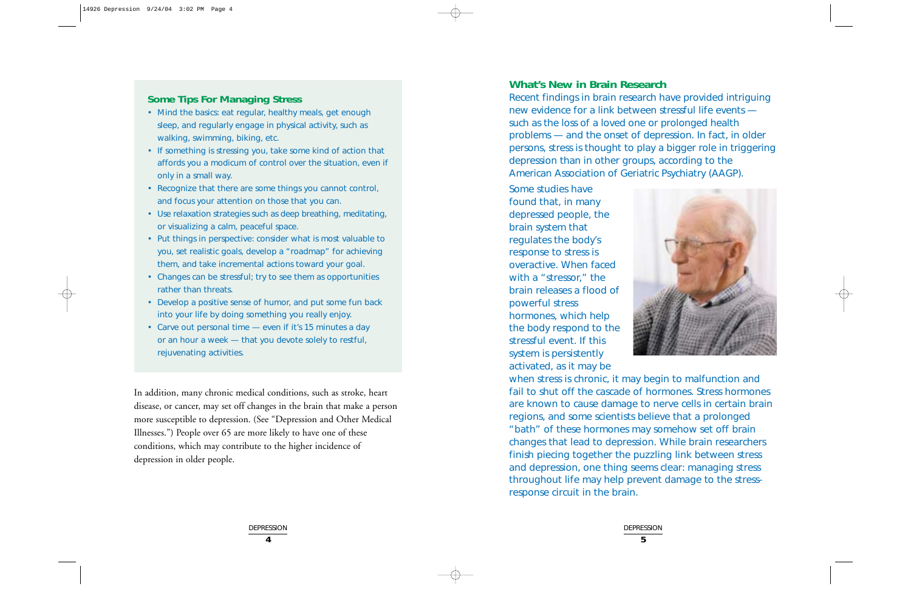## Some Tips For Managing Stress

- Mind the basics: eat regular, healthy meals, get enough sleep, and regularly engage in physical activity, such as walking, swimming, biking, etc.
- If something is stressing you, take some kind of action that affords you a modicum of control over the situation, even if only in a small way.
- Recognize that there are some things you cannot control, and focus your attention on those that you can.
- Use relaxation strategies such as deep breathing, meditating, or visualizing a calm, peaceful space.
- Put things in perspective: consider what is most valuable to you, set realistic goals, develop a "roadmap" for achieving them, and take incremental actions toward your goal.
- Changes can be stressful; try to see them as opportunities rather than threats.
- Develop a positive sense of humor, and put some fun back into your life by doing something you really enjoy.
- Carve out personal time — even if it's 15 minutes a day or an hour a week — that you devote solely to restful, rejuvenating activities.

In addition, many chronic medical conditions, such as stroke, heart disease, or cancer, may set off changes in the brain that make a person more susceptible to depression. (See "Depression and Other Medical Illnesses.") People over 65 are more likely to have one of these conditions, which may contribute to the higher incidence of depression in older people.

## What's New in Brain Research

Recent findings in brain research have provided intriguing new evidence for a link between stressful life events — such as the loss of a loved one or prolonged health problems — and the onset of depression. In fact, in older persons, stress is thought to play a bigger role in triggering depression than in other groups, according to the American Association of Geriatric Psychiatry (AAGP).

Some studies have found that, in many depressed people, the brain system that regulates the body's response to stress is overactive. When faced with a "stressor," the brain releases a flood of powerful stress hormones, which help the body respond to the stressful event. If this system is persistently activated, as it may be when stress is chronic, it may begin to malfunction and fail to shut off the cascade of hormones. Stress hormones are known to cause damage to nerve cells in certain brain regions, and some scientists believe that a prolonged "bath" of these hormones may somehow set off brain changes that lead to depression. While brain researchers finish piecing together the puzzling link between stress and depression, one thing seems clear: managing stress throughout life may help prevent damage to the stress-response circuit in the brain.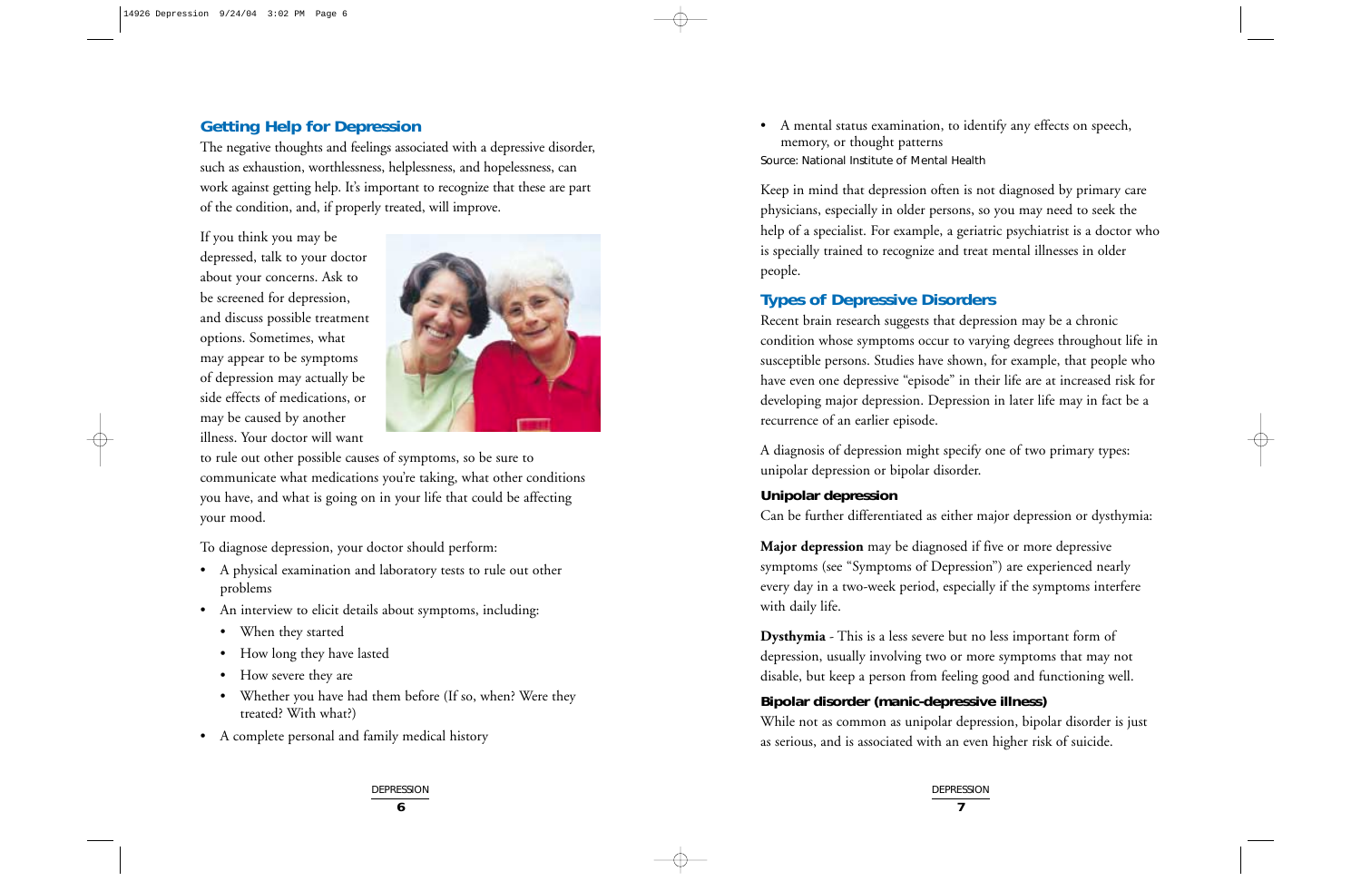## Getting Help for Depression

The negative thoughts and feelings associated with a depressive disorder, such as exhaustion, worthlessness, helplessness, and hopelessness, can work against getting help. It's important to recognize that these are part of the condition, and, if properly treated, will improve.

If you think you may be depressed, talk to your doctor about your concerns. Ask to be screened for depression, and discuss possible treatment options. Sometimes, what may appear to be symptoms of depression may actually be side effects of medications, or may be caused by another illness. Your doctor will want to rule out other possible causes of symptoms, so be sure to communicate what medications you're taking, what other conditions you have, and what is going on in your life that could be affecting your mood.

To diagnose depression, your doctor should perform:

- A physical examination and laboratory tests to rule out other problems
- An interview to elicit details about symptoms, including:
  - When they started
  - How long they have lasted
  - How severe they are
  - Whether you have had them before (If so, when? Were they treated? With what?)
- A complete personal and family medical history
- A mental status examination, to identify any effects on speech, memory, or thought patterns

Source: National Institute of Mental Health

Keep in mind that depression often is not diagnosed by primary care physicians, especially in older persons, so you may need to seek the help of a specialist. For example, a geriatric psychiatrist is a doctor who is specially trained to recognize and treat mental illnesses in older people.

## Types of Depressive Disorders

Recent brain research suggests that depression may be a chronic condition whose symptoms occur to varying degrees throughout life in susceptible persons. Studies have shown, for example, that people who have even one depressive "episode" in their life are at increased risk for developing major depression. Depression in later life may in fact be a recurrence of an earlier episode.

A diagnosis of depression might specify one of two primary types: unipolar depression or bipolar disorder.

### Unipolar depression

Can be further differentiated as either major depression or dysthymia:

**Major depression** may be diagnosed if five or more depressive symptoms (see "Symptoms of Depression") are experienced nearly every day in a two-week period, especially if the symptoms interfere with daily life.

**Dysthymia** - This is a less severe but no less important form of depression, usually involving two or more symptoms that may not disable, but keep a person from feeling good and functioning well.

### Bipolar disorder (manic-depressive illness)

While not as common as unipolar depression, bipolar disorder is just as serious, and is associated with an even higher risk of suicide.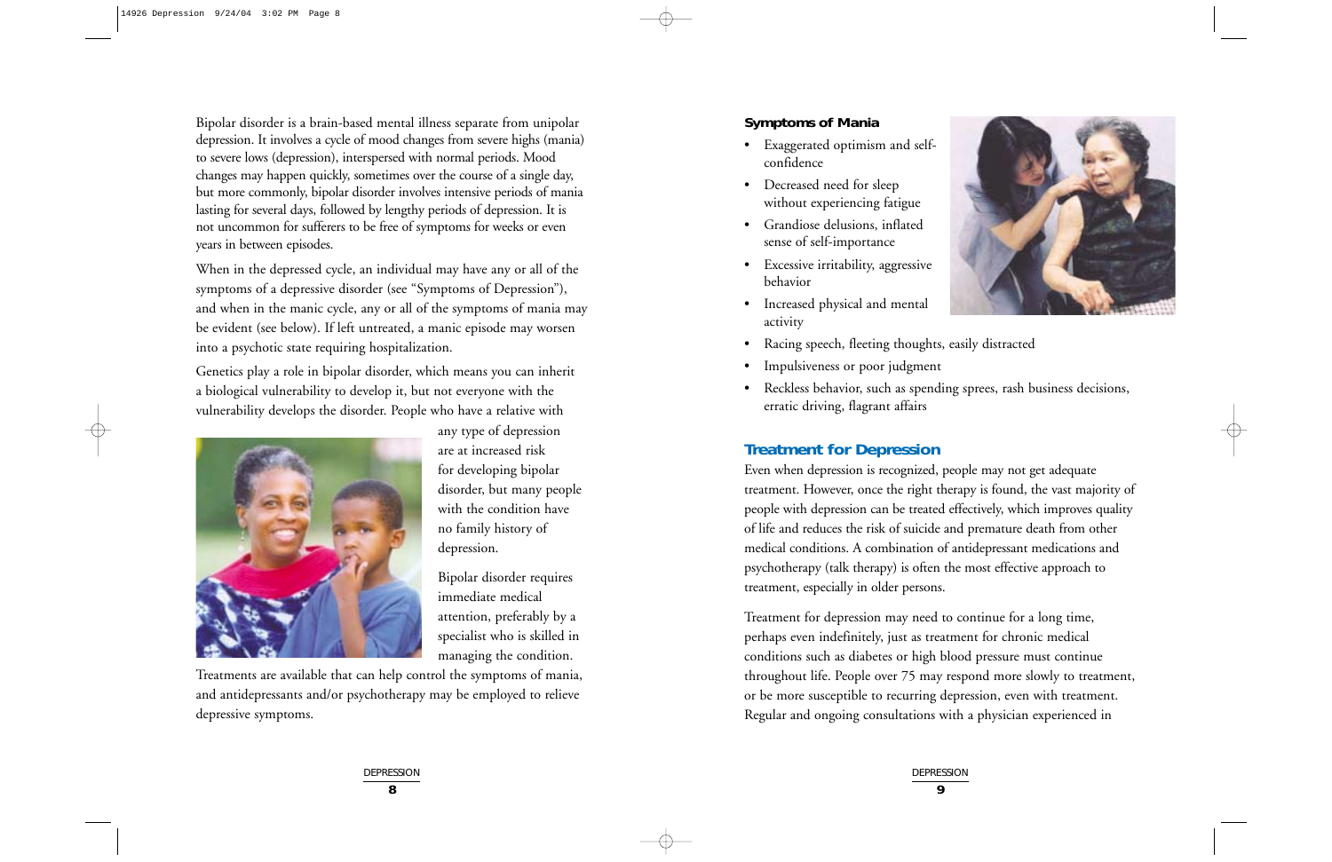Bipolar disorder is a brain-based mental illness separate from unipolar depression. It involves a cycle of mood changes from severe highs (mania) to severe lows (depression), interspersed with normal periods. Mood changes may happen quickly, sometimes over the course of a single day, but more commonly, bipolar disorder involves intensive periods of mania lasting for several days, followed by lengthy periods of depression. It is not uncommon for sufferers to be free of symptoms for weeks or even years in between episodes.

When in the depressed cycle, an individual may have any or all of the symptoms of a depressive disorder (see "Symptoms of Depression"), and when in the manic cycle, any or all of the symptoms of mania may be evident (see below). If left untreated, a manic episode may worsen into a psychotic state requiring hospitalization.

Genetics play a role in bipolar disorder, which means you can inherit a biological vulnerability to develop it, but not everyone with the vulnerability develops the disorder. People who have a relative with any type of depression are at increased risk for developing bipolar disorder, but many people with the condition have no family history of depression.

Bipolar disorder requires immediate medical attention, preferably by a specialist who is skilled in managing the condition. Treatments are available that can help control the symptoms of mania, and antidepressants and/or psychotherapy may be employed to relieve depressive symptoms.

**Symptoms of Mania**

- Exaggerated optimism and self-confidence
- Decreased need for sleep without experiencing fatigue
- Grandiose delusions, inflated sense of self-importance
- Excessive irritability, aggressive behavior
- Increased physical and mental activity
- Racing speech, fleeting thoughts, easily distracted
- Impulsiveness or poor judgment
- Reckless behavior, such as spending sprees, rash business decisions, erratic driving, flagrant affairs

## Treatment for Depression

Even when depression is recognized, people may not get adequate treatment. However, once the right therapy is found, the vast majority of people with depression can be treated effectively, which improves quality of life and reduces the risk of suicide and premature death from other medical conditions. A combination of antidepressant medications and psychotherapy (talk therapy) is often the most effective approach to treatment, especially in older persons.

Treatment for depression may need to continue for a long time, perhaps even indefinitely, just as treatment for chronic medical conditions such as diabetes or high blood pressure must continue throughout life. People over 75 may respond more slowly to treatment, or be more susceptible to recurring depression, even with treatment. Regular and ongoing consultations with a physician experienced in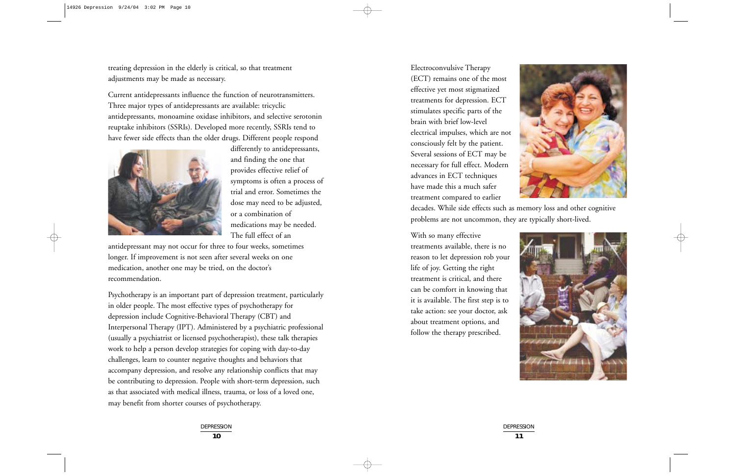treating depression in the elderly is critical, so that treatment adjustments may be made as necessary.

Current antidepressants influence the function of neurotransmitters. Three major types of antidepressants are available: tricyclic antidepressants, monoamine oxidase inhibitors, and selective serotonin reuptake inhibitors (SSRIs). Developed more recently, SSRIs tend to have fewer side effects than the older drugs. Different people respond differently to antidepressants, and finding the one that provides effective relief of symptoms is often a process of trial and error. Sometimes the dose may need to be adjusted, or a combination of medications may be needed. The full effect of an antidepressant may not occur for three to four weeks, sometimes longer. If improvement is not seen after several weeks on one medication, another one may be tried, on the doctor's recommendation.

Psychotherapy is an important part of depression treatment, particularly in older people. The most effective types of psychotherapy for depression include Cognitive-Behavioral Therapy (CBT) and Interpersonal Therapy (IPT). Administered by a psychiatric professional (usually a psychiatrist or licensed psychotherapist), these talk therapies work to help a person develop strategies for coping with day-to-day challenges, learn to counter negative thoughts and behaviors that accompany depression, and resolve any relationship conflicts that may be contributing to depression. People with short-term depression, such as that associated with medical illness, trauma, or loss of a loved one, may benefit from shorter courses of psychotherapy.

Electroconvulsive Therapy (ECT) remains one of the most effective yet most stigmatized treatments for depression. ECT stimulates specific parts of the brain with brief low-level electrical impulses, which are not consciously felt by the patient. Several sessions of ECT may be necessary for full effect. Modern advances in ECT techniques have made this a much safer treatment compared to earlier decades. While side effects such as memory loss and other cognitive problems are not uncommon, they are typically short-lived.

With so many effective treatments available, there is no reason to let depression rob your life of joy. Getting the right treatment is critical, and there can be comfort in knowing that it is available. The first step is to take action: see your doctor, ask about treatment options, and follow the therapy prescribed.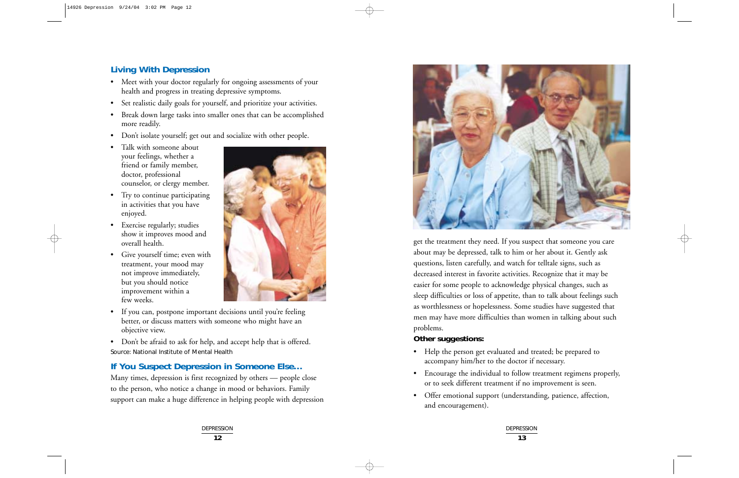## Living With Depression

- Meet with your doctor regularly for ongoing assessments of your health and progress in treating depressive symptoms.
- Set realistic daily goals for yourself, and prioritize your activities.
- Break down large tasks into smaller ones that can be accomplished more readily.
- Don't isolate yourself; get out and socialize with other people.
- Talk with someone about your feelings, whether a friend or family member, doctor, professional counselor, or clergy member.
- Try to continue participating in activities that you have enjoyed.
- Exercise regularly; studies show it improves mood and overall health.
- Give yourself time; even with treatment, your mood may not improve immediately, but you should notice improvement within a few weeks.
- If you can, postpone important decisions until you're feeling better, or discuss matters with someone who might have an objective view.
- Don't be afraid to ask for help, and accept help that is offered.

Source: National Institute of Mental Health

## If You Suspect Depression in Someone Else...

Many times, depression is first recognized by others — people close to the person, who notice a change in mood or behaviors. Family support can make a huge difference in helping people with depression get the treatment they need. If you suspect that someone you care about may be depressed, talk to him or her about it. Gently ask questions, listen carefully, and watch for telltale signs, such as decreased interest in favorite activities. Recognize that it may be easier for some people to acknowledge physical changes, such as sleep difficulties or loss of appetite, than to talk about feelings such as worthlessness or hopelessness. Some studies have suggested that men may have more difficulties than women in talking about such problems.

**Other suggestions:**

- Help the person get evaluated and treated; be prepared to accompany him/her to the doctor if necessary.
- Encourage the individual to follow treatment regimens properly, or to seek different treatment if no improvement is seen.
- Offer emotional support (understanding, patience, affection, and encouragement).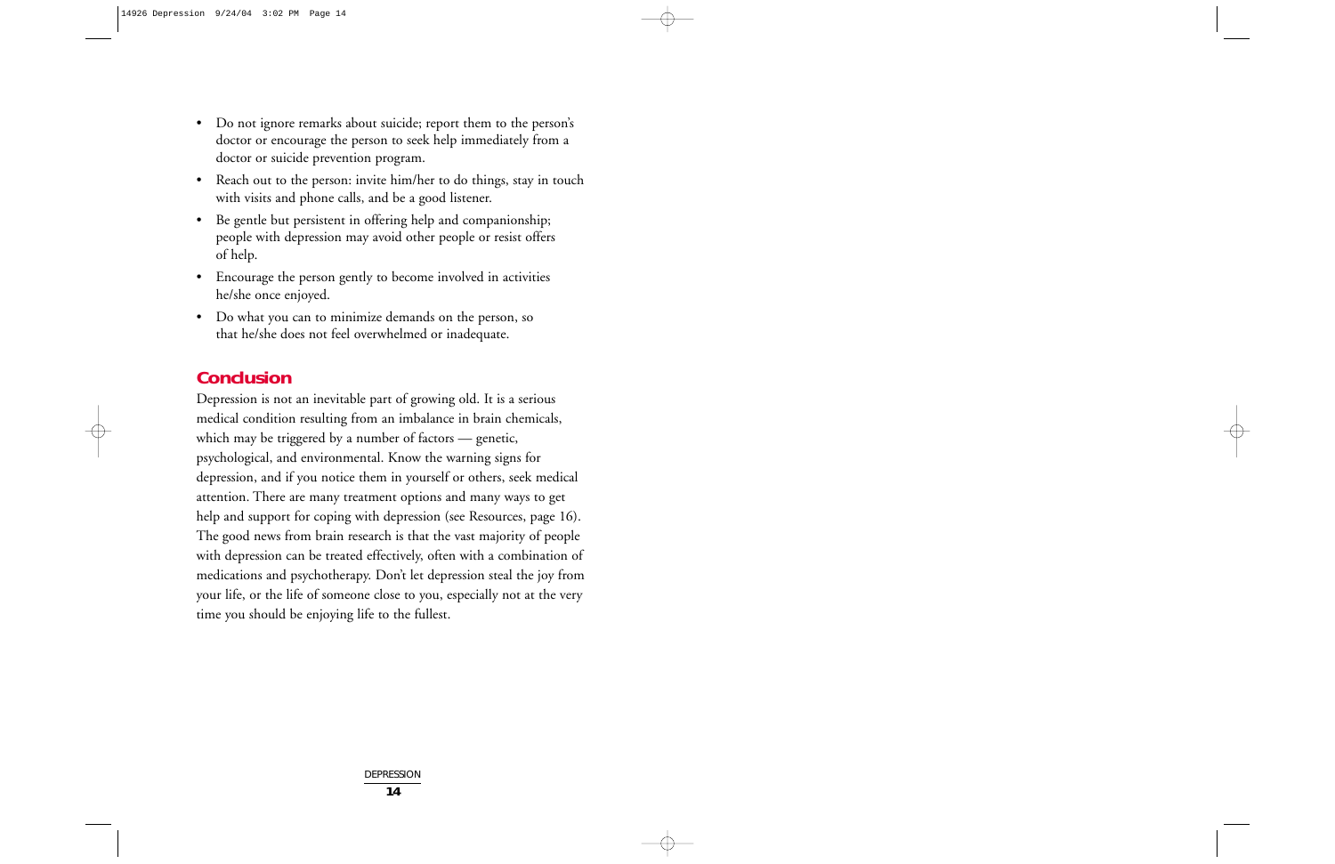- Do not ignore remarks about suicide; report them to the person's doctor or encourage the person to seek help immediately from a doctor or suicide prevention program.
- Reach out to the person: invite him/her to do things, stay in touch with visits and phone calls, and be a good listener.
- Be gentle but persistent in offering help and companionship; people with depression may avoid other people or resist offers of help.
- Encourage the person gently to become involved in activities he/she once enjoyed.
- Do what you can to minimize demands on the person, so that he/she does not feel overwhelmed or inadequate.

## Conclusion

Depression is not an inevitable part of growing old. It is a serious medical condition resulting from an imbalance in brain chemicals, which may be triggered by a number of factors — genetic, psychological, and environmental. Know the warning signs for depression, and if you notice them in yourself or others, seek medical attention. There are many treatment options and many ways to get help and support for coping with depression (see Resources, page 16). The good news from brain research is that the vast majority of people with depression can be treated effectively, often with a combination of medications and psychotherapy. Don't let depression steal the joy from your life, or the life of someone close to you, especially not at the very time you should be enjoying life to the fullest.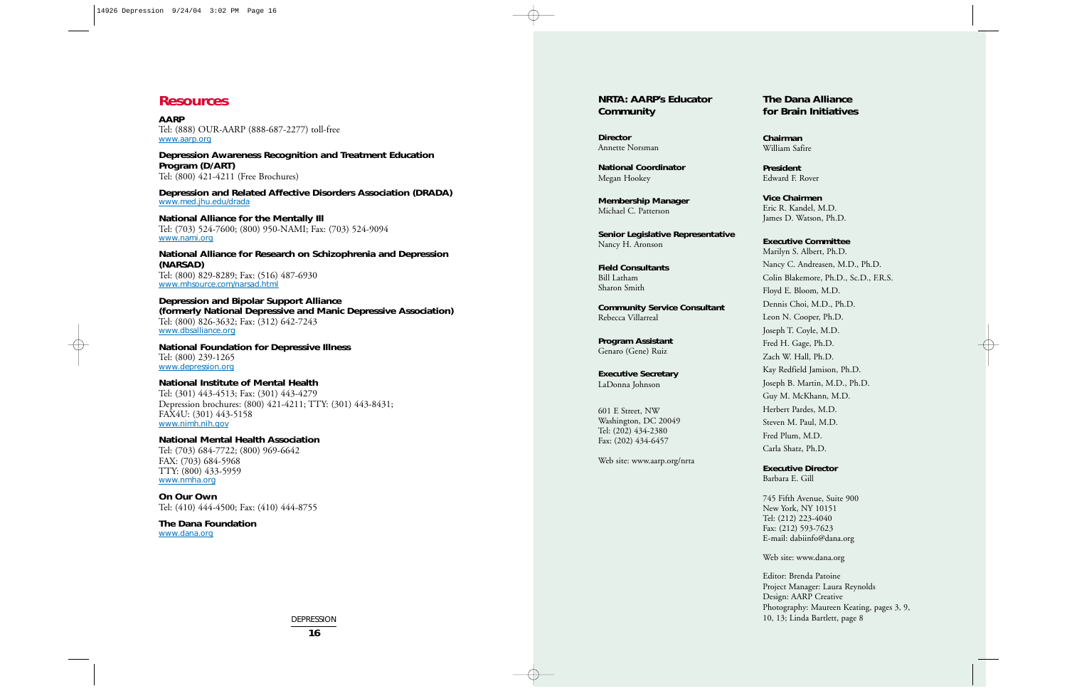## Resources

**AARP**
Tel: (888) OUR-AARP (888-687-2277) toll-free
www.aarp.org

**Depression Awareness Recognition and Treatment Education Program (D/ART)**
Tel: (800) 421-4211 (Free Brochures)

**Depression and Related Affective Disorders Association (DRADA)**
www.med.jhu.edu/drada

**National Alliance for the Mentally Ill**
Tel: (703) 524-7600; (800) 950-NAMI; Fax: (703) 524-9094
www.nami.org

**National Alliance for Research on Schizophrenia and Depression (NARSAD)**
Tel: (800) 829-8289; Fax: (516) 487-6930
www.mhsource.com/narsad.html

**Depression and Bipolar Support Alliance (formerly National Depressive and Manic Depressive Association)**
Tel: (800) 826-3632; Fax: (312) 642-7243
www.dbsalliance.org

**National Foundation for Depressive Illness**
Tel: (800) 239-1265
www.depression.org

**National Institute of Mental Health**
Tel: (301) 443-4513; Fax: (301) 443-4279
Depression brochures: (800) 421-4211; TTY: (301) 443-8431;
FAX4U: (301) 443-5158
www.nimh.nih.gov

**National Mental Health Association**
Tel: (703) 684-7722; (800) 969-6642
FAX: (703) 684-5968
TTY: (800) 433-5959
www.nmha.org

**On Our Own**
Tel: (410) 444-4500; Fax: (410) 444-8755

**The Dana Foundation**
www.dana.org

### NRTA: AARP's Educator Community

**Director**
Annette Norsman

**National Coordinator**
Megan Hookey

**Membership Manager**
Michael C. Patterson

**Senior Legislative Representative**
Nancy H. Aronson

**Field Consultants**
Bill Latham
Sharon Smith

**Community Service Consultant**
Rebecca Villarreal

**Program Assistant**
Genaro (Gene) Ruiz

**Executive Secretary**
LaDonna Johnson

601 E Street, NW
Washington, DC 20049
Tel: (202) 434-2380
Fax: (202) 434-6457

Web site: www.aarp.org/nrta

### The Dana Alliance for Brain Initiatives

**Chairman**
William Safire

**President**
Edward F. Rover

**Vice Chairmen**
Eric R. Kandel, M.D.
James D. Watson, Ph.D.

**Executive Committee**
Marilyn S. Albert, Ph.D.
Nancy C. Andreasen, M.D., Ph.D.
Colin Blakemore, Ph.D., Sc.D., F.R.S.
Floyd E. Bloom, M.D.
Dennis Choi, M.D., Ph.D.
Leon N. Cooper, Ph.D.
Joseph T. Coyle, M.D.
Fred H. Gage, Ph.D.
Zach W. Hall, Ph.D.
Kay Redfield Jamison, Ph.D.
Joseph B. Martin, M.D., Ph.D.
Guy M. McKhann, M.D.
Herbert Pardes, M.D.
Steven M. Paul, M.D.
Fred Plum, M.D.
Carla Shatz, Ph.D.

**Executive Director**
Barbara E. Gill

745 Fifth Avenue, Suite 900
New York, NY 10151
Tel: (212) 223-4040
Fax: (212) 593-7623
E-mail: dabiinfo@dana.org

Web site: www.dana.org

Editor: Brenda Patoine
Project Manager: Laura Reynolds
Design: AARP Creative
Photography: Maureen Keating, pages 3, 9, 10, 13; Linda Bartlett, page 8